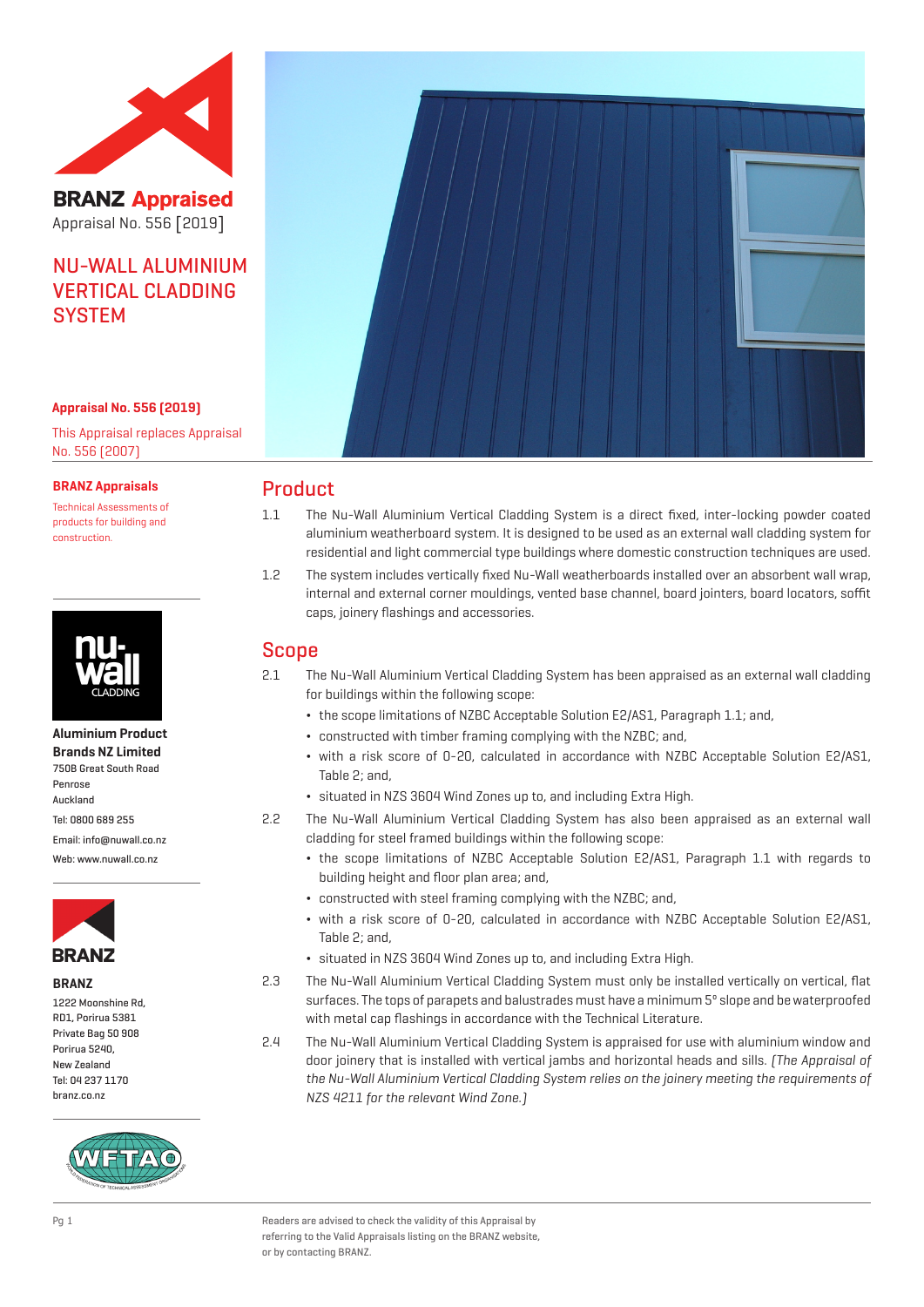**BRANZ Appraised**

Appraisal No. 556 [2019]

# NU-WALL ALUMINIUM VERTICAL CLADDING SYSTEM

**Appraisal No. 556 (2019)**

This Appraisal replaces Appraisal No. 556 (2007)

**BRANZ Appraisals**

Technical Assessments of products for building and construction.

**Aluminium Product Brands NZ Limited**
750B Great South Road
Penrose
Auckland
Tel: 0800 689 255
Email: info@nuwall.co.nz
Web: www.nuwall.co.nz

**BRANZ**
1222 Moonshine Rd,
RD1, Porirua 5381
Private Bag 50 908
Porirua 5240,
New Zealand
Tel: 04 237 1170
branz.co.nz

## Product

1.1 The Nu-Wall Aluminium Vertical Cladding System is a direct fixed, inter-locking powder coated aluminium weatherboard system. It is designed to be used as an external wall cladding system for residential and light commercial type buildings where domestic construction techniques are used.

1.2 The system includes vertically fixed Nu-Wall weatherboards installed over an absorbent wall wrap, internal and external corner mouldings, vented base channel, board jointers, board locators, soffit caps, joinery flashings and accessories.

## Scope

2.1 The Nu-Wall Aluminium Vertical Cladding System has been appraised as an external wall cladding for buildings within the following scope:

- the scope limitations of NZBC Acceptable Solution E2/AS1, Paragraph 1.1; and,
- constructed with timber framing complying with the NZBC; and,
- with a risk score of 0-20, calculated in accordance with NZBC Acceptable Solution E2/AS1, Table 2; and,
- situated in NZS 3604 Wind Zones up to, and including Extra High.

2.2 The Nu-Wall Aluminium Vertical Cladding System has also been appraised as an external wall cladding for steel framed buildings within the following scope:

- the scope limitations of NZBC Acceptable Solution E2/AS1, Paragraph 1.1 with regards to building height and floor plan area; and,
- constructed with steel framing complying with the NZBC; and,
- with a risk score of 0-20, calculated in accordance with NZBC Acceptable Solution E2/AS1, Table 2; and,
- situated in NZS 3604 Wind Zones up to, and including Extra High.

2.3 The Nu-Wall Aluminium Vertical Cladding System must only be installed vertically on vertical, flat surfaces. The tops of parapets and balustrades must have a minimum 5° slope and be waterproofed with metal cap flashings in accordance with the Technical Literature.

2.4 The Nu-Wall Aluminium Vertical Cladding System is appraised for use with aluminium window and door joinery that is installed with vertical jambs and horizontal heads and sills. *(The Appraisal of the Nu-Wall Aluminium Vertical Cladding System relies on the joinery meeting the requirements of NZS 4211 for the relevant Wind Zone.)*

Readers are advised to check the validity of this Appraisal by referring to the Valid Appraisals listing on the BRANZ website, or by contacting BRANZ.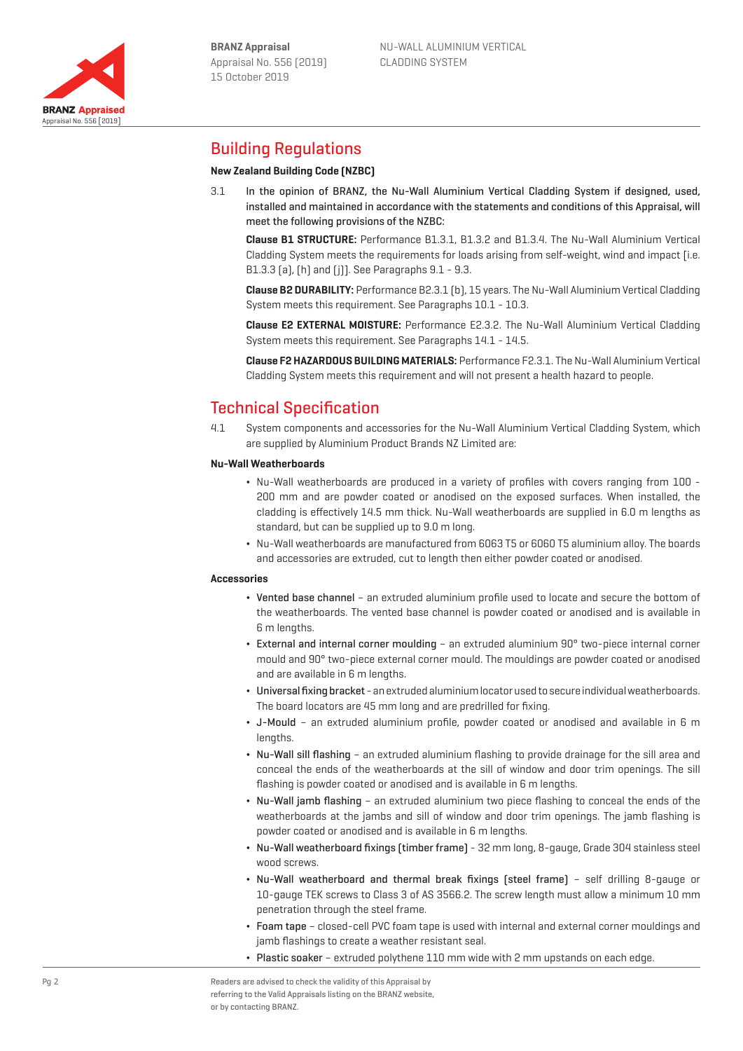## Building Regulations

**New Zealand Building Code (NZBC)**

3.1 In the opinion of BRANZ, the Nu-Wall Aluminium Vertical Cladding System if designed, used, installed and maintained in accordance with the statements and conditions of this Appraisal, will meet the following provisions of the NZBC:

**Clause B1 STRUCTURE:** Performance B1.3.1, B1.3.2 and B1.3.4. The Nu-Wall Aluminium Vertical Cladding System meets the requirements for loads arising from self-weight, wind and impact [i.e. B1.3.3 (a), (h) and (j)]. See Paragraphs 9.1 - 9.3.

**Clause B2 DURABILITY:** Performance B2.3.1 (b), 15 years. The Nu-Wall Aluminium Vertical Cladding System meets this requirement. See Paragraphs 10.1 - 10.3.

**Clause E2 EXTERNAL MOISTURE:** Performance E2.3.2. The Nu-Wall Aluminium Vertical Cladding System meets this requirement. See Paragraphs 14.1 - 14.5.

**Clause F2 HAZARDOUS BUILDING MATERIALS:** Performance F2.3.1. The Nu-Wall Aluminium Vertical Cladding System meets this requirement and will not present a health hazard to people.

## Technical Specification

4.1 System components and accessories for the Nu-Wall Aluminium Vertical Cladding System, which are supplied by Aluminium Product Brands NZ Limited are:

**Nu-Wall Weatherboards**

- Nu-Wall weatherboards are produced in a variety of profiles with covers ranging from 100 - 200 mm and are powder coated or anodised on the exposed surfaces. When installed, the cladding is effectively 14.5 mm thick. Nu-Wall weatherboards are supplied in 6.0 m lengths as standard, but can be supplied up to 9.0 m long.
- Nu-Wall weatherboards are manufactured from 6063 T5 or 6060 T5 aluminium alloy. The boards and accessories are extruded, cut to length then either powder coated or anodised.

**Accessories**

- Vented base channel – an extruded aluminium profile used to locate and secure the bottom of the weatherboards. The vented base channel is powder coated or anodised and is available in 6 m lengths.
- External and internal corner moulding – an extruded aluminium 90° two-piece internal corner mould and 90° two-piece external corner mould. The mouldings are powder coated or anodised and are available in 6 m lengths.
- Universal fixing bracket - an extruded aluminium locator used to secure individual weatherboards. The board locators are 45 mm long and are predrilled for fixing.
- J-Mould – an extruded aluminium profile, powder coated or anodised and available in 6 m lengths.
- Nu-Wall sill flashing – an extruded aluminium flashing to provide drainage for the sill area and conceal the ends of the weatherboards at the sill of window and door trim openings. The sill flashing is powder coated or anodised and is available in 6 m lengths.
- Nu-Wall jamb flashing – an extruded aluminium two piece flashing to conceal the ends of the weatherboards at the jambs and sill of window and door trim openings. The jamb flashing is powder coated or anodised and is available in 6 m lengths.
- Nu-Wall weatherboard fixings (timber frame) - 32 mm long, 8-gauge, Grade 304 stainless steel wood screws.
- Nu-Wall weatherboard and thermal break fixings (steel frame) – self drilling 8-gauge or 10-gauge TEK screws to Class 3 of AS 3566.2. The screw length must allow a minimum 10 mm penetration through the steel frame.
- Foam tape – closed-cell PVC foam tape is used with internal and external corner mouldings and jamb flashings to create a weather resistant seal.
- Plastic soaker – extruded polythene 110 mm wide with 2 mm upstands on each edge.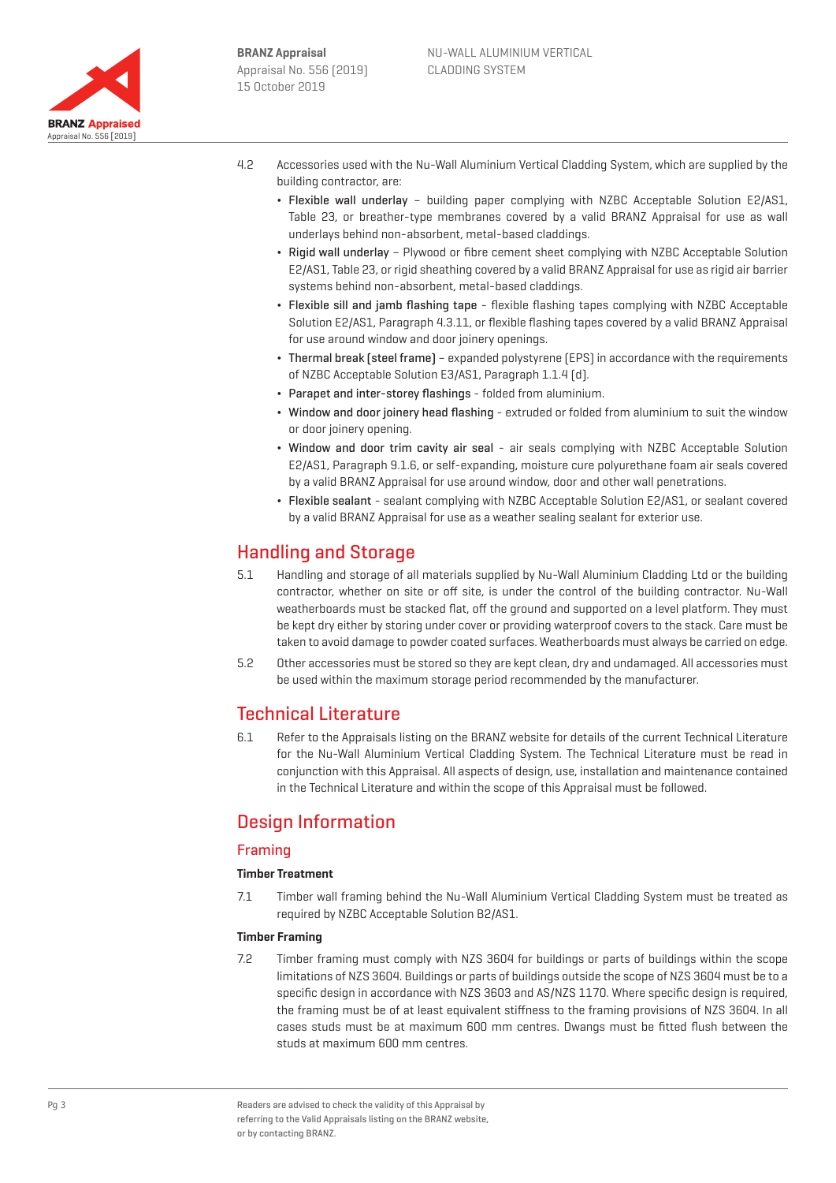4.2 Accessories used with the Nu-Wall Aluminium Vertical Cladding System, which are supplied by the building contractor, are:

- **Flexible wall underlay** – building paper complying with NZBC Acceptable Solution E2/AS1, Table 23, or breather-type membranes covered by a valid BRANZ Appraisal for use as wall underlays behind non-absorbent, metal-based claddings.
- **Rigid wall underlay** – Plywood or fibre cement sheet complying with NZBC Acceptable Solution E2/AS1, Table 23, or rigid sheathing covered by a valid BRANZ Appraisal for use as rigid air barrier systems behind non-absorbent, metal-based claddings.
- **Flexible sill and jamb flashing tape** - flexible flashing tapes complying with NZBC Acceptable Solution E2/AS1, Paragraph 4.3.11, or flexible flashing tapes covered by a valid BRANZ Appraisal for use around window and door joinery openings.
- **Thermal break (steel frame)** – expanded polystyrene (EPS) in accordance with the requirements of NZBC Acceptable Solution E3/AS1, Paragraph 1.1.4 (d).
- **Parapet and inter-storey flashings** - folded from aluminium.
- **Window and door joinery head flashing** - extruded or folded from aluminium to suit the window or door joinery opening.
- **Window and door trim cavity air seal** - air seals complying with NZBC Acceptable Solution E2/AS1, Paragraph 9.1.6, or self-expanding, moisture cure polyurethane foam air seals covered by a valid BRANZ Appraisal for use around window, door and other wall penetrations.
- **Flexible sealant** - sealant complying with NZBC Acceptable Solution E2/AS1, or sealant covered by a valid BRANZ Appraisal for use as a weather sealing sealant for exterior use.

## Handling and Storage

5.1 Handling and storage of all materials supplied by Nu-Wall Aluminium Cladding Ltd or the building contractor, whether on site or off site, is under the control of the building contractor. Nu-Wall weatherboards must be stacked flat, off the ground and supported on a level platform. They must be kept dry either by storing under cover or providing waterproof covers to the stack. Care must be taken to avoid damage to powder coated surfaces. Weatherboards must always be carried on edge.

5.2 Other accessories must be stored so they are kept clean, dry and undamaged. All accessories must be used within the maximum storage period recommended by the manufacturer.

## Technical Literature

6.1 Refer to the Appraisals listing on the BRANZ website for details of the current Technical Literature for the Nu-Wall Aluminium Vertical Cladding System. The Technical Literature must be read in conjunction with this Appraisal. All aspects of design, use, installation and maintenance contained in the Technical Literature and within the scope of this Appraisal must be followed.

## Design Information

### Framing

#### Timber Treatment

7.1 Timber wall framing behind the Nu-Wall Aluminium Vertical Cladding System must be treated as required by NZBC Acceptable Solution B2/AS1.

#### Timber Framing

7.2 Timber framing must comply with NZS 3604 for buildings or parts of buildings within the scope limitations of NZS 3604. Buildings or parts of buildings outside the scope of NZS 3604 must be to a specific design in accordance with NZS 3603 and AS/NZS 1170. Where specific design is required, the framing must be of at least equivalent stiffness to the framing provisions of NZS 3604. In all cases studs must be at maximum 600 mm centres. Dwangs must be fitted flush between the studs at maximum 600 mm centres.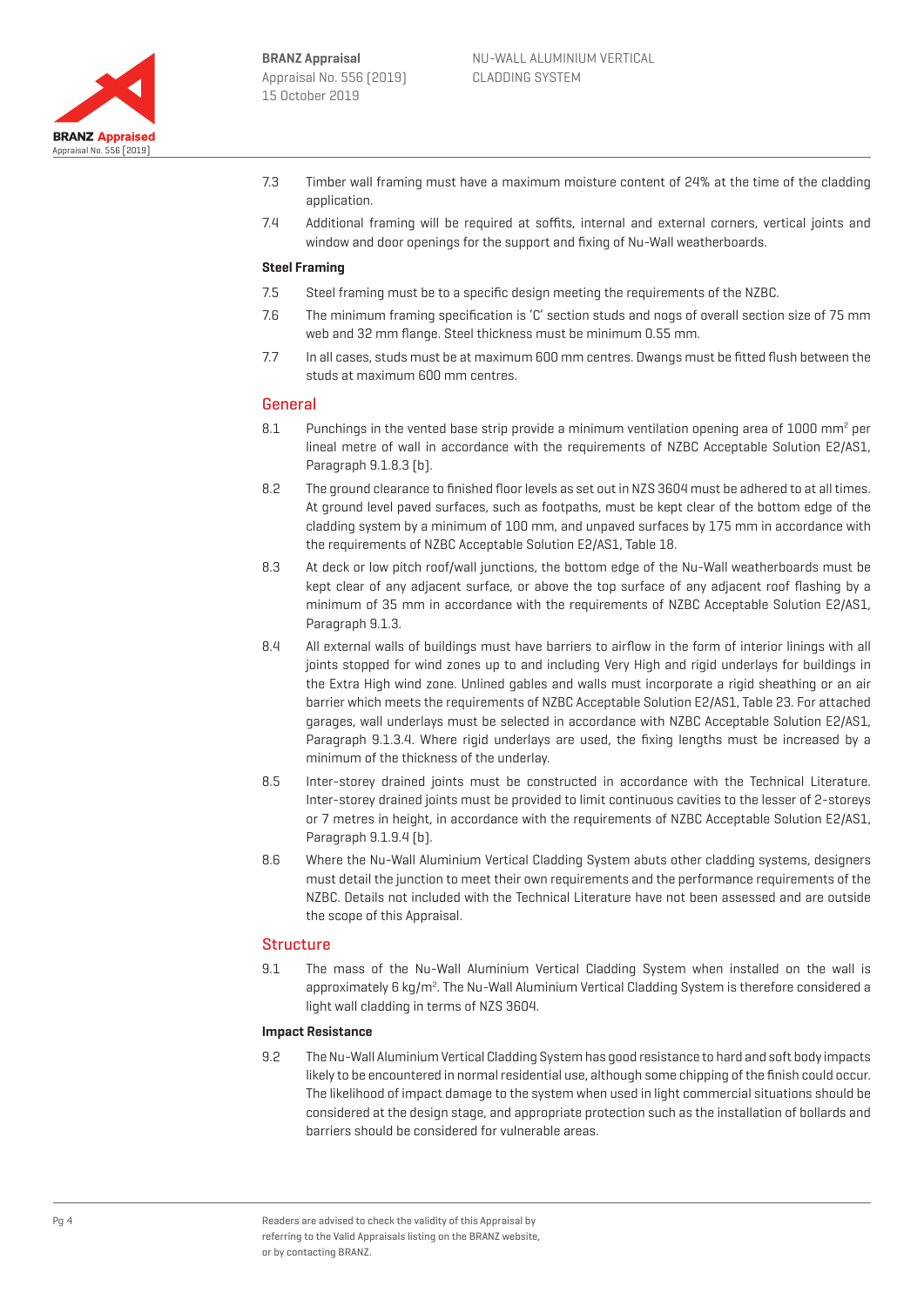7.3 Timber wall framing must have a maximum moisture content of 24% at the time of the cladding application.

7.4 Additional framing will be required at soffits, internal and external corners, vertical joints and window and door openings for the support and fixing of Nu-Wall weatherboards.

**Steel Framing**

7.5 Steel framing must be to a specific design meeting the requirements of the NZBC.

7.6 The minimum framing specification is 'C' section studs and nogs of overall section size of 75 mm web and 32 mm flange. Steel thickness must be minimum 0.55 mm.

7.7 In all cases, studs must be at maximum 600 mm centres. Dwangs must be fitted flush between the studs at maximum 600 mm centres.

## General

8.1 Punchings in the vented base strip provide a minimum ventilation opening area of 1000 mm$^2$ per lineal metre of wall in accordance with the requirements of NZBC Acceptable Solution E2/AS1, Paragraph 9.1.8.3 (b).

8.2 The ground clearance to finished floor levels as set out in NZS 3604 must be adhered to at all times. At ground level paved surfaces, such as footpaths, must be kept clear of the bottom edge of the cladding system by a minimum of 100 mm, and unpaved surfaces by 175 mm in accordance with the requirements of NZBC Acceptable Solution E2/AS1, Table 18.

8.3 At deck or low pitch roof/wall junctions, the bottom edge of the Nu-Wall weatherboards must be kept clear of any adjacent surface, or above the top surface of any adjacent roof flashing by a minimum of 35 mm in accordance with the requirements of NZBC Acceptable Solution E2/AS1, Paragraph 9.1.3.

8.4 All external walls of buildings must have barriers to airflow in the form of interior linings with all joints stopped for wind zones up to and including Very High and rigid underlays for buildings in the Extra High wind zone. Unlined gables and walls must incorporate a rigid sheathing or an air barrier which meets the requirements of NZBC Acceptable Solution E2/AS1, Table 23. For attached garages, wall underlays must be selected in accordance with NZBC Acceptable Solution E2/AS1, Paragraph 9.1.3.4. Where rigid underlays are used, the fixing lengths must be increased by a minimum of the thickness of the underlay.

8.5 Inter-storey drained joints must be constructed in accordance with the Technical Literature. Inter-storey drained joints must be provided to limit continuous cavities to the lesser of 2-storeys or 7 metres in height, in accordance with the requirements of NZBC Acceptable Solution E2/AS1, Paragraph 9.1.9.4 (b).

8.6 Where the Nu-Wall Aluminium Vertical Cladding System abuts other cladding systems, designers must detail the junction to meet their own requirements and the performance requirements of the NZBC. Details not included with the Technical Literature have not been assessed and are outside the scope of this Appraisal.

## Structure

9.1 The mass of the Nu-Wall Aluminium Vertical Cladding System when installed on the wall is approximately 6 kg/m$^2$. The Nu-Wall Aluminium Vertical Cladding System is therefore considered a light wall cladding in terms of NZS 3604.

**Impact Resistance**

9.2 The Nu-Wall Aluminium Vertical Cladding System has good resistance to hard and soft body impacts likely to be encountered in normal residential use, although some chipping of the finish could occur. The likelihood of impact damage to the system when used in light commercial situations should be considered at the design stage, and appropriate protection such as the installation of bollards and barriers should be considered for vulnerable areas.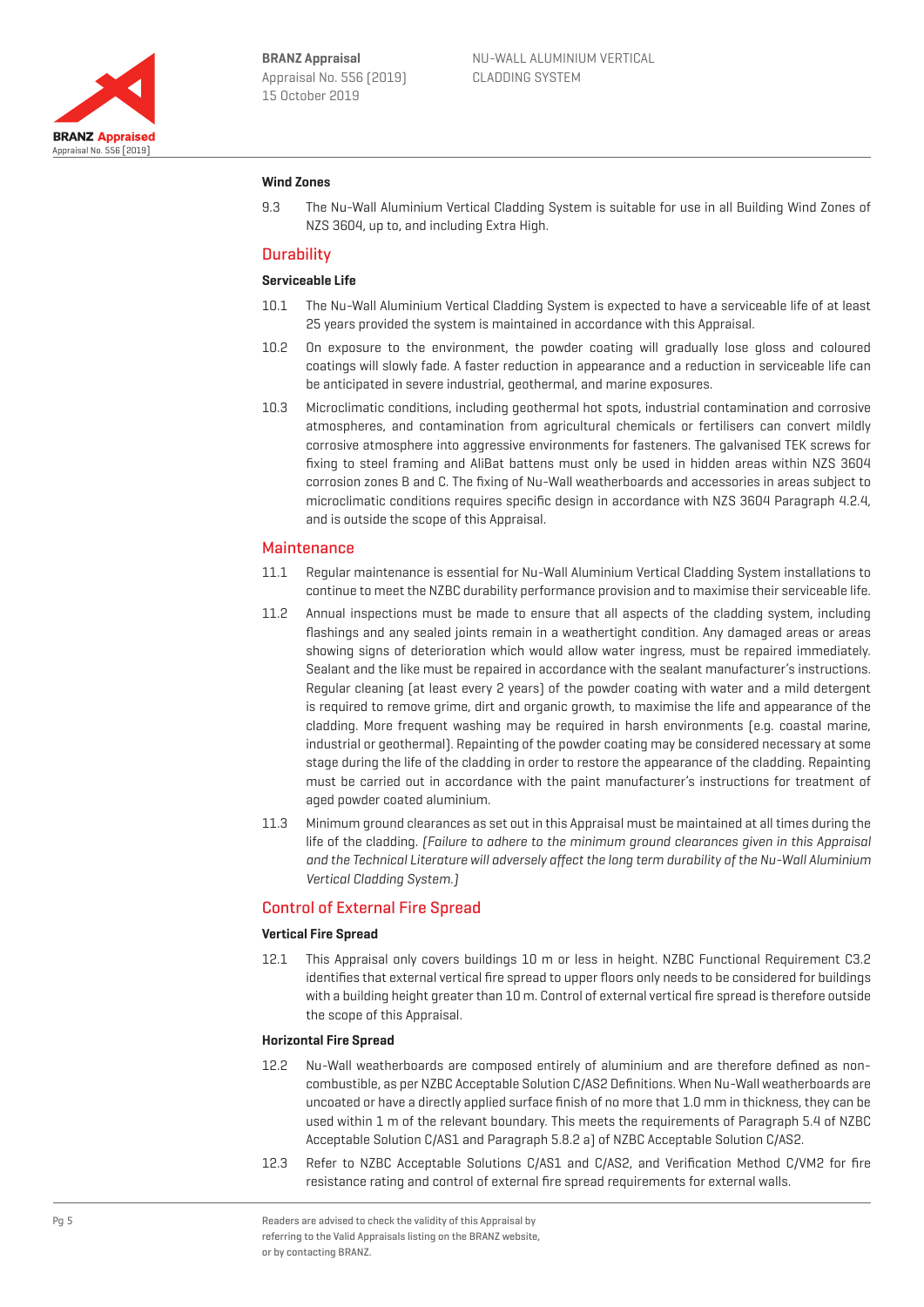### Wind Zones

9.3 The Nu-Wall Aluminium Vertical Cladding System is suitable for use in all Building Wind Zones of NZS 3604, up to, and including Extra High.

## Durability

### Serviceable Life

10.1 The Nu-Wall Aluminium Vertical Cladding System is expected to have a serviceable life of at least 25 years provided the system is maintained in accordance with this Appraisal.

10.2 On exposure to the environment, the powder coating will gradually lose gloss and coloured coatings will slowly fade. A faster reduction in appearance and a reduction in serviceable life can be anticipated in severe industrial, geothermal, and marine exposures.

10.3 Microclimatic conditions, including geothermal hot spots, industrial contamination and corrosive atmospheres, and contamination from agricultural chemicals or fertilisers can convert mildly corrosive atmosphere into aggressive environments for fasteners. The galvanised TEK screws for fixing to steel framing and AliBat battens must only be used in hidden areas within NZS 3604 corrosion zones B and C. The fixing of Nu-Wall weatherboards and accessories in areas subject to microclimatic conditions requires specific design in accordance with NZS 3604 Paragraph 4.2.4, and is outside the scope of this Appraisal.

## Maintenance

11.1 Regular maintenance is essential for Nu-Wall Aluminium Vertical Cladding System installations to continue to meet the NZBC durability performance provision and to maximise their serviceable life.

11.2 Annual inspections must be made to ensure that all aspects of the cladding system, including flashings and any sealed joints remain in a weathertight condition. Any damaged areas or areas showing signs of deterioration which would allow water ingress, must be repaired immediately. Sealant and the like must be repaired in accordance with the sealant manufacturer's instructions. Regular cleaning (at least every 2 years) of the powder coating with water and a mild detergent is required to remove grime, dirt and organic growth, to maximise the life and appearance of the cladding. More frequent washing may be required in harsh environments (e.g. coastal marine, industrial or geothermal). Repainting of the powder coating may be considered necessary at some stage during the life of the cladding in order to restore the appearance of the cladding. Repainting must be carried out in accordance with the paint manufacturer's instructions for treatment of aged powder coated aluminium.

11.3 Minimum ground clearances as set out in this Appraisal must be maintained at all times during the life of the cladding. *(Failure to adhere to the minimum ground clearances given in this Appraisal and the Technical Literature will adversely affect the long term durability of the Nu-Wall Aluminium Vertical Cladding System.)*

## Control of External Fire Spread

### Vertical Fire Spread

12.1 This Appraisal only covers buildings 10 m or less in height. NZBC Functional Requirement C3.2 identifies that external vertical fire spread to upper floors only needs to be considered for buildings with a building height greater than 10 m. Control of external vertical fire spread is therefore outside the scope of this Appraisal.

### Horizontal Fire Spread

12.2 Nu-Wall weatherboards are composed entirely of aluminium and are therefore defined as non-combustible, as per NZBC Acceptable Solution C/AS2 Definitions. When Nu-Wall weatherboards are uncoated or have a directly applied surface finish of no more that 1.0 mm in thickness, they can be used within 1 m of the relevant boundary. This meets the requirements of Paragraph 5.4 of NZBC Acceptable Solution C/AS1 and Paragraph 5.8.2 a) of NZBC Acceptable Solution C/AS2.

12.3 Refer to NZBC Acceptable Solutions C/AS1 and C/AS2, and Verification Method C/VM2 for fire resistance rating and control of external fire spread requirements for external walls.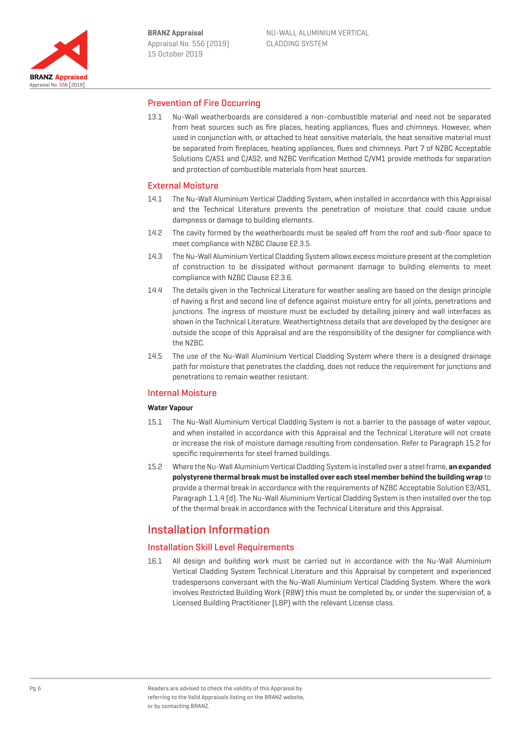## Prevention of Fire Occurring

13.1 Nu-Wall weatherboards are considered a non-combustible material and need not be separated from heat sources such as fire places, heating appliances, flues and chimneys. However, when used in conjunction with, or attached to heat sensitive materials, the heat sensitive material must be separated from fireplaces, heating appliances, flues and chimneys. Part 7 of NZBC Acceptable Solutions C/AS1 and C/AS2, and NZBC Verification Method C/VM1 provide methods for separation and protection of combustible materials from heat sources.

## External Moisture

14.1 The Nu-Wall Aluminium Vertical Cladding System, when installed in accordance with this Appraisal and the Technical Literature prevents the penetration of moisture that could cause undue dampness or damage to building elements.

14.2 The cavity formed by the weatherboards must be sealed off from the roof and sub-floor space to meet compliance with NZBC Clause E2.3.5.

14.3 The Nu-Wall Aluminium Vertical Cladding System allows excess moisture present at the completion of construction to be dissipated without permanent damage to building elements to meet compliance with NZBC Clause E2.3.6.

14.4 The details given in the Technical Literature for weather sealing are based on the design principle of having a first and second line of defence against moisture entry for all joints, penetrations and junctions. The ingress of moisture must be excluded by detailing joinery and wall interfaces as shown in the Technical Literature. Weathertightness details that are developed by the designer are outside the scope of this Appraisal and are the responsibility of the designer for compliance with the NZBC.

14.5 The use of the Nu-Wall Aluminium Vertical Cladding System where there is a designed drainage path for moisture that penetrates the cladding, does not reduce the requirement for junctions and penetrations to remain weather resistant.

## Internal Moisture

**Water Vapour**

15.1 The Nu-Wall Aluminium Vertical Cladding System is not a barrier to the passage of water vapour, and when installed in accordance with this Appraisal and the Technical Literature will not create or increase the risk of moisture damage resulting from condensation. Refer to Paragraph 15.2 for specific requirements for steel framed buildings.

15.2 Where the Nu-Wall Aluminium Vertical Cladding System is installed over a steel frame, **an expanded polystyrene thermal break must be installed over each steel member behind the building wrap** to provide a thermal break in accordance with the requirements of NZBC Acceptable Solution E3/AS1, Paragraph 1.1.4 (d). The Nu-Wall Aluminium Vertical Cladding System is then installed over the top of the thermal break in accordance with the Technical Literature and this Appraisal.

# Installation Information

## Installation Skill Level Requirements

16.1 All design and building work must be carried out in accordance with the Nu-Wall Aluminium Vertical Cladding System Technical Literature and this Appraisal by competent and experienced tradespersons conversant with the Nu-Wall Aluminium Vertical Cladding System. Where the work involves Restricted Building Work (RBW) this must be completed by, or under the supervision of, a Licensed Building Practitioner (LBP) with the relevant License class.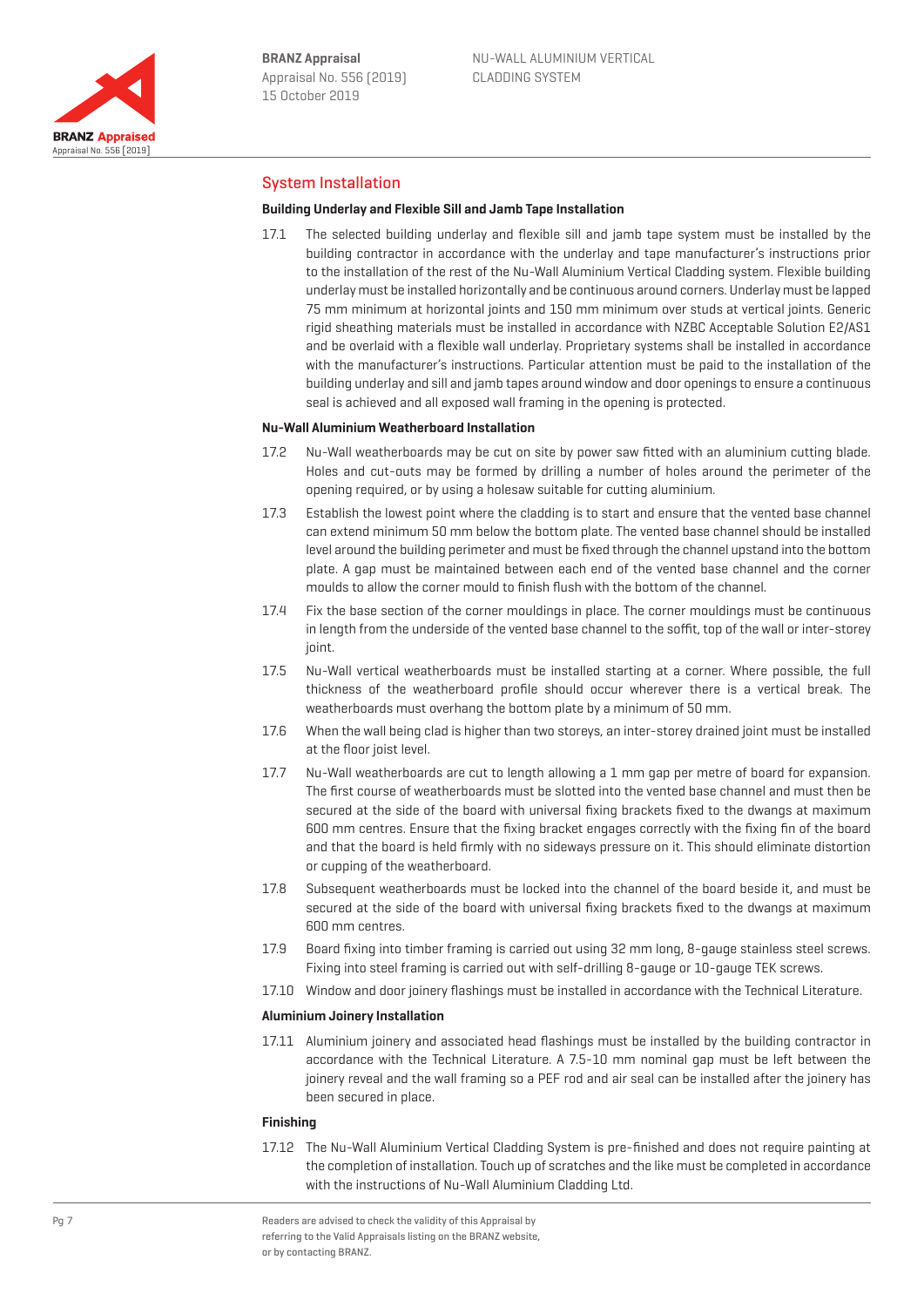## System Installation

### Building Underlay and Flexible Sill and Jamb Tape Installation

17.1 The selected building underlay and flexible sill and jamb tape system must be installed by the building contractor in accordance with the underlay and tape manufacturer's instructions prior to the installation of the rest of the Nu-Wall Aluminium Vertical Cladding system. Flexible building underlay must be installed horizontally and be continuous around corners. Underlay must be lapped 75 mm minimum at horizontal joints and 150 mm minimum over studs at vertical joints. Generic rigid sheathing materials must be installed in accordance with NZBC Acceptable Solution E2/AS1 and be overlaid with a flexible wall underlay. Proprietary systems shall be installed in accordance with the manufacturer's instructions. Particular attention must be paid to the installation of the building underlay and sill and jamb tapes around window and door openings to ensure a continuous seal is achieved and all exposed wall framing in the opening is protected.

### Nu-Wall Aluminium Weatherboard Installation

17.2 Nu-Wall weatherboards may be cut on site by power saw fitted with an aluminium cutting blade. Holes and cut-outs may be formed by drilling a number of holes around the perimeter of the opening required, or by using a holesaw suitable for cutting aluminium.

17.3 Establish the lowest point where the cladding is to start and ensure that the vented base channel can extend minimum 50 mm below the bottom plate. The vented base channel should be installed level around the building perimeter and must be fixed through the channel upstand into the bottom plate. A gap must be maintained between each end of the vented base channel and the corner moulds to allow the corner mould to finish flush with the bottom of the channel.

17.4 Fix the base section of the corner mouldings in place. The corner mouldings must be continuous in length from the underside of the vented base channel to the soffit, top of the wall or inter-storey joint.

17.5 Nu-Wall vertical weatherboards must be installed starting at a corner. Where possible, the full thickness of the weatherboard profile should occur wherever there is a vertical break. The weatherboards must overhang the bottom plate by a minimum of 50 mm.

17.6 When the wall being clad is higher than two storeys, an inter-storey drained joint must be installed at the floor joist level.

17.7 Nu-Wall weatherboards are cut to length allowing a 1 mm gap per metre of board for expansion. The first course of weatherboards must be slotted into the vented base channel and must then be secured at the side of the board with universal fixing brackets fixed to the dwangs at maximum 600 mm centres. Ensure that the fixing bracket engages correctly with the fixing fin of the board and that the board is held firmly with no sideways pressure on it. This should eliminate distortion or cupping of the weatherboard.

17.8 Subsequent weatherboards must be locked into the channel of the board beside it, and must be secured at the side of the board with universal fixing brackets fixed to the dwangs at maximum 600 mm centres.

17.9 Board fixing into timber framing is carried out using 32 mm long, 8-gauge stainless steel screws. Fixing into steel framing is carried out with self-drilling 8-gauge or 10-gauge TEK screws.

17.10 Window and door joinery flashings must be installed in accordance with the Technical Literature.

### Aluminium Joinery Installation

17.11 Aluminium joinery and associated head flashings must be installed by the building contractor in accordance with the Technical Literature. A 7.5-10 mm nominal gap must be left between the joinery reveal and the wall framing so a PEF rod and air seal can be installed after the joinery has been secured in place.

### Finishing

17.12 The Nu-Wall Aluminium Vertical Cladding System is pre-finished and does not require painting at the completion of installation. Touch up of scratches and the like must be completed in accordance with the instructions of Nu-Wall Aluminium Cladding Ltd.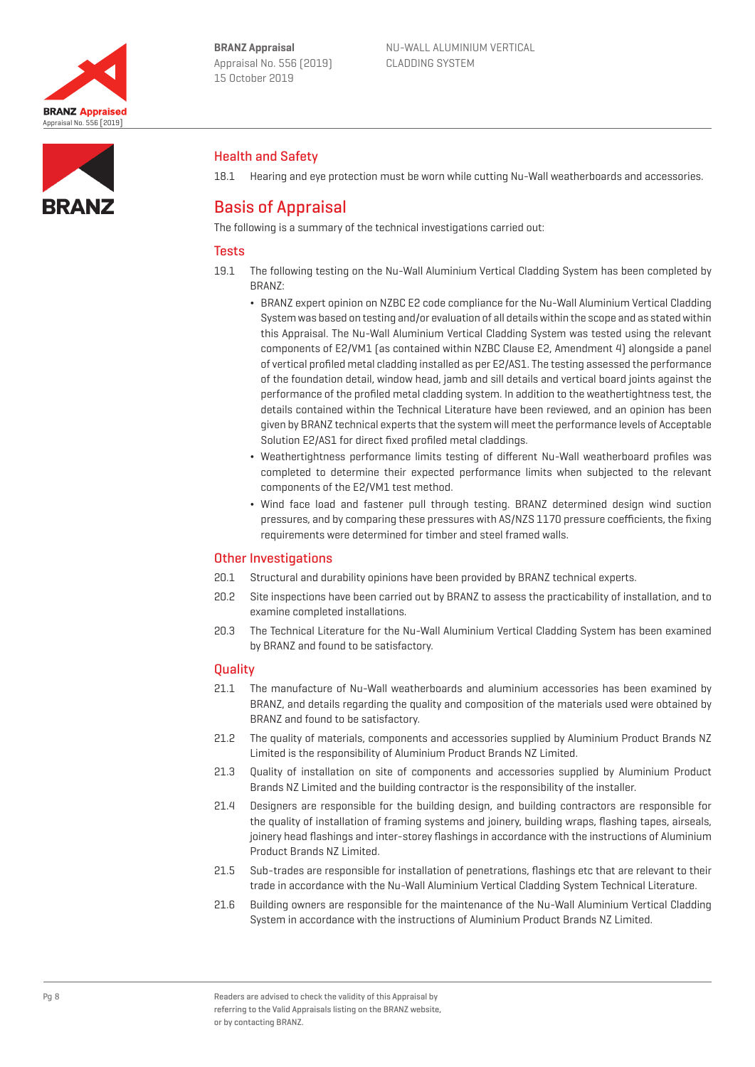## Health and Safety

18.1 Hearing and eye protection must be worn while cutting Nu-Wall weatherboards and accessories.

# Basis of Appraisal

The following is a summary of the technical investigations carried out:

## Tests

19.1 The following testing on the Nu-Wall Aluminium Vertical Cladding System has been completed by BRANZ:

- BRANZ expert opinion on NZBC E2 code compliance for the Nu-Wall Aluminium Vertical Cladding System was based on testing and/or evaluation of all details within the scope and as stated within this Appraisal. The Nu-Wall Aluminium Vertical Cladding System was tested using the relevant components of E2/VM1 (as contained within NZBC Clause E2, Amendment 4) alongside a panel of vertical profiled metal cladding installed as per E2/AS1. The testing assessed the performance of the foundation detail, window head, jamb and sill details and vertical board joints against the performance of the profiled metal cladding system. In addition to the weathertightness test, the details contained within the Technical Literature have been reviewed, and an opinion has been given by BRANZ technical experts that the system will meet the performance levels of Acceptable Solution E2/AS1 for direct fixed profiled metal claddings.
- Weathertightness performance limits testing of different Nu-Wall weatherboard profiles was completed to determine their expected performance limits when subjected to the relevant components of the E2/VM1 test method.
- Wind face load and fastener pull through testing. BRANZ determined design wind suction pressures, and by comparing these pressures with AS/NZS 1170 pressure coefficients, the fixing requirements were determined for timber and steel framed walls.

## Other Investigations

20.1 Structural and durability opinions have been provided by BRANZ technical experts.

20.2 Site inspections have been carried out by BRANZ to assess the practicability of installation, and to examine completed installations.

20.3 The Technical Literature for the Nu-Wall Aluminium Vertical Cladding System has been examined by BRANZ and found to be satisfactory.

## Quality

21.1 The manufacture of Nu-Wall weatherboards and aluminium accessories has been examined by BRANZ, and details regarding the quality and composition of the materials used were obtained by BRANZ and found to be satisfactory.

21.2 The quality of materials, components and accessories supplied by Aluminium Product Brands NZ Limited is the responsibility of Aluminium Product Brands NZ Limited.

21.3 Quality of installation on site of components and accessories supplied by Aluminium Product Brands NZ Limited and the building contractor is the responsibility of the installer.

21.4 Designers are responsible for the building design, and building contractors are responsible for the quality of installation of framing systems and joinery, building wraps, flashing tapes, airseals, joinery head flashings and inter-storey flashings in accordance with the instructions of Aluminium Product Brands NZ Limited.

21.5 Sub-trades are responsible for installation of penetrations, flashings etc that are relevant to their trade in accordance with the Nu-Wall Aluminium Vertical Cladding System Technical Literature.

21.6 Building owners are responsible for the maintenance of the Nu-Wall Aluminium Vertical Cladding System in accordance with the instructions of Aluminium Product Brands NZ Limited.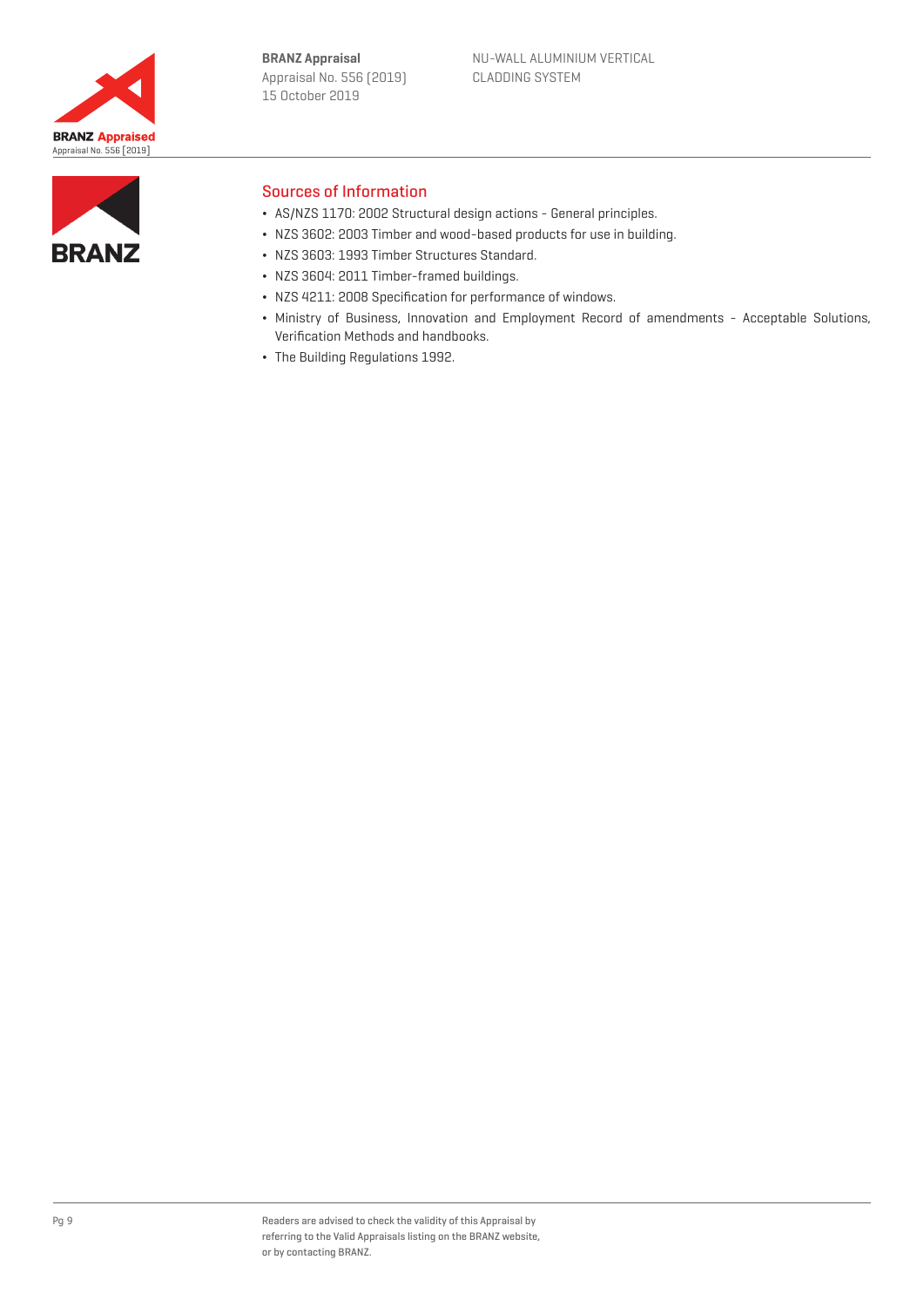## Sources of Information

- AS/NZS 1170: 2002 Structural design actions - General principles.
- NZS 3602: 2003 Timber and wood-based products for use in building.
- NZS 3603: 1993 Timber Structures Standard.
- NZS 3604: 2011 Timber-framed buildings.
- NZS 4211: 2008 Specification for performance of windows.
- Ministry of Business, Innovation and Employment Record of amendments - Acceptable Solutions, Verification Methods and handbooks.
- The Building Regulations 1992.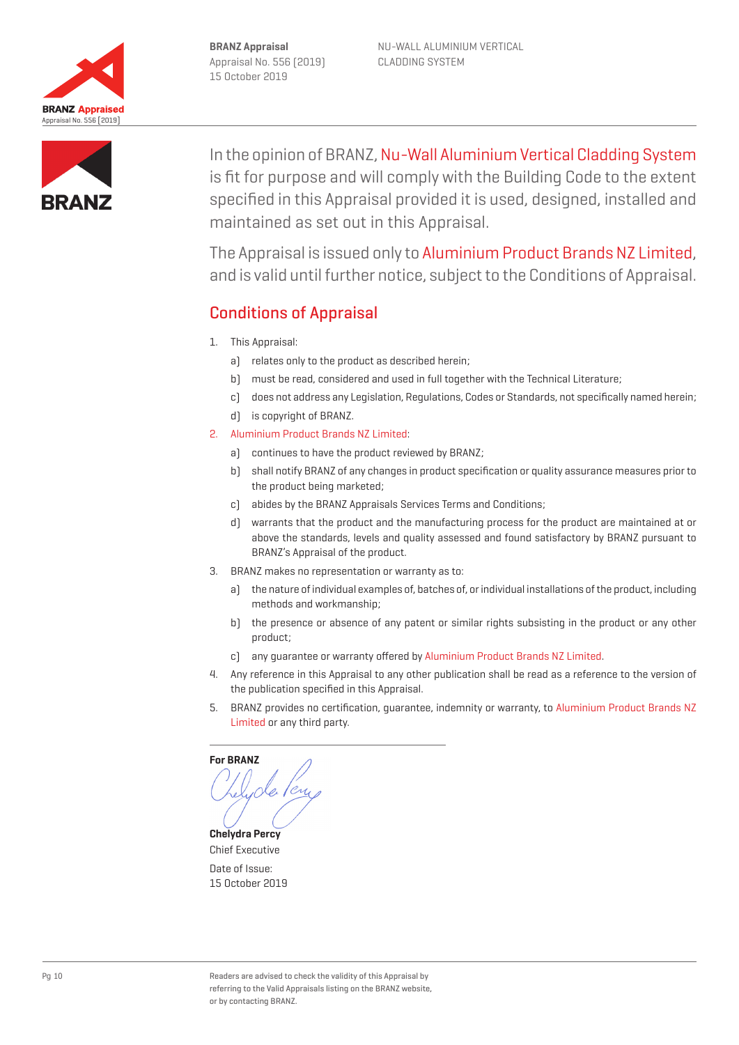In the opinion of BRANZ, Nu-Wall Aluminium Vertical Cladding System is fit for purpose and will comply with the Building Code to the extent specified in this Appraisal provided it is used, designed, installed and maintained as set out in this Appraisal.

The Appraisal is issued only to Aluminium Product Brands NZ Limited, and is valid until further notice, subject to the Conditions of Appraisal.

## Conditions of Appraisal

1. This Appraisal:
   a) relates only to the product as described herein;
   b) must be read, considered and used in full together with the Technical Literature;
   c) does not address any Legislation, Regulations, Codes or Standards, not specifically named herein;
   d) is copyright of BRANZ.
2. Aluminium Product Brands NZ Limited:
   a) continues to have the product reviewed by BRANZ;
   b) shall notify BRANZ of any changes in product specification or quality assurance measures prior to the product being marketed;
   c) abides by the BRANZ Appraisals Services Terms and Conditions;
   d) warrants that the product and the manufacturing process for the product are maintained at or above the standards, levels and quality assessed and found satisfactory by BRANZ pursuant to BRANZ's Appraisal of the product.
3. BRANZ makes no representation or warranty as to:
   a) the nature of individual examples of, batches of, or individual installations of the product, including methods and workmanship;
   b) the presence or absence of any patent or similar rights subsisting in the product or any other product;
   c) any guarantee or warranty offered by Aluminium Product Brands NZ Limited.
4. Any reference in this Appraisal to any other publication shall be read as a reference to the version of the publication specified in this Appraisal.
5. BRANZ provides no certification, guarantee, indemnity or warranty, to Aluminium Product Brands NZ Limited or any third party.

**For BRANZ**

**Chelydra Percy**
Chief Executive

Date of Issue:
15 October 2019

Readers are advised to check the validity of this Appraisal by referring to the Valid Appraisals listing on the BRANZ website, or by contacting BRANZ.